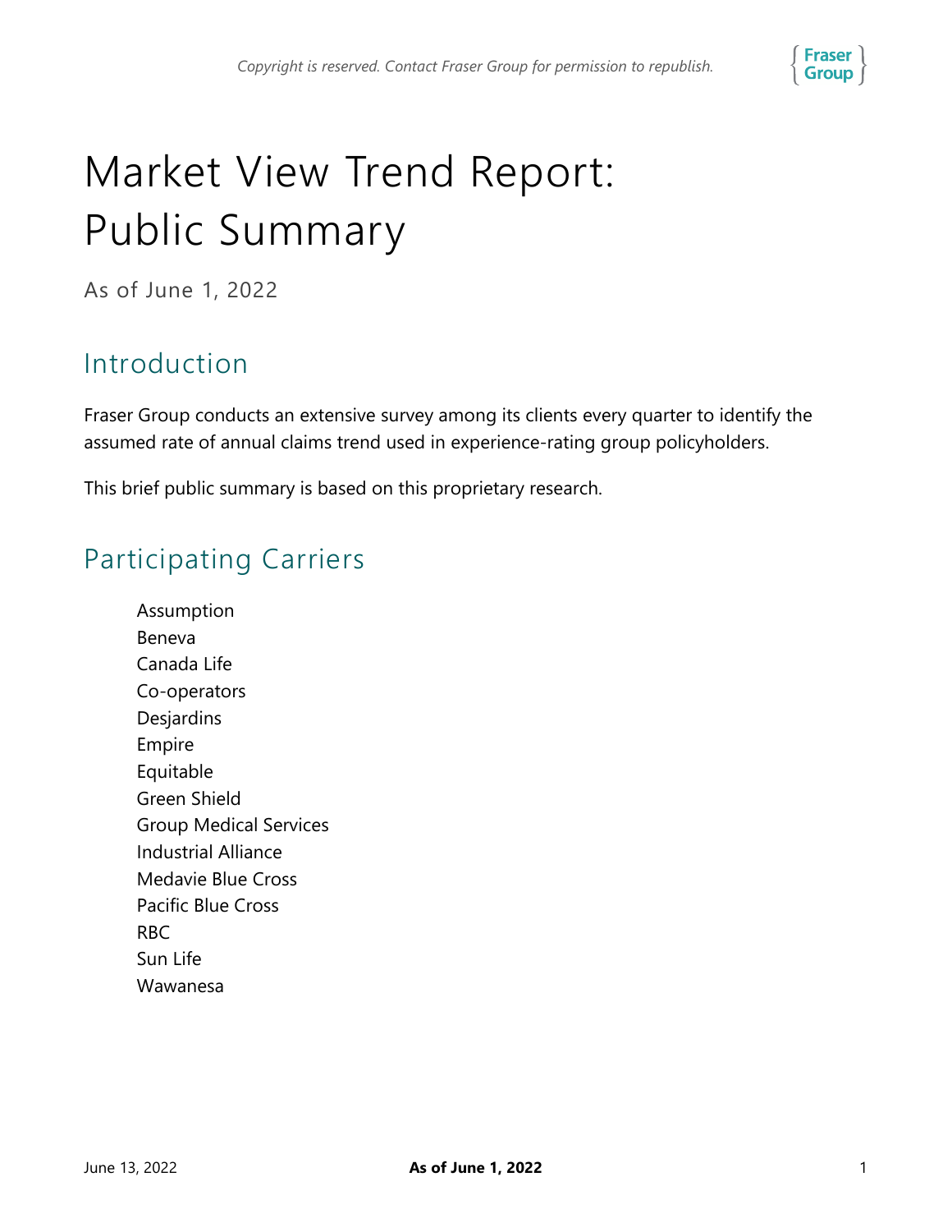# Market View Trend Report: Public Summary

As of June 1, 2022

## Introduction

Fraser Group conducts an extensive survey among its clients every quarter to identify the assumed rate of annual claims trend used in experience-rating group policyholders.

This brief public summary is based on this proprietary research.

## Participating Carriers

- Assumption
- Beneva
- Canada Life
- Co-operators
- Desjardins
- Empire
- Equitable
- Green Shield
- Group Medical Services
- Industrial Alliance
- Medavie Blue Cross
- Pacific Blue Cross
- RBC
- Sun Life
- Wawanesa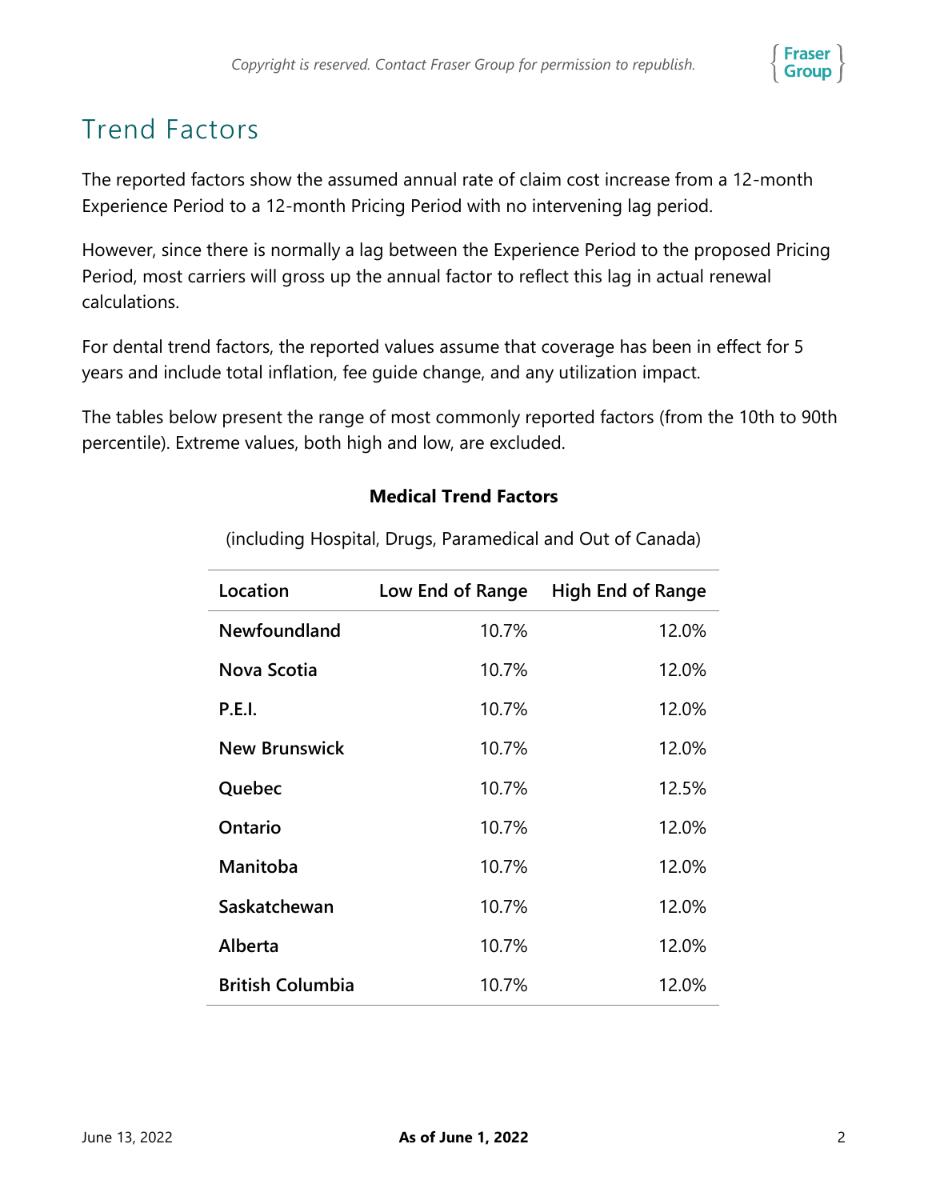# Trend Factors

The reported factors show the assumed annual rate of claim cost increase from a 12-month Experience Period to a 12-month Pricing Period with no intervening lag period.

However, since there is normally a lag between the Experience Period to the proposed Pricing Period, most carriers will gross up the annual factor to reflect this lag in actual renewal calculations.

For dental trend factors, the reported values assume that coverage has been in effect for 5 years and include total inflation, fee guide change, and any utilization impact.

The tables below present the range of most commonly reported factors (from the 10th to 90th percentile). Extreme values, both high and low, are excluded.

**Medical Trend Factors**

(including Hospital, Drugs, Paramedical and Out of Canada)

| Location | Low End of Range | High End of Range |
|---|---:|---:|
| **Newfoundland** | 10.7% | 12.0% |
| **Nova Scotia** | 10.7% | 12.0% |
| **P.E.I.** | 10.7% | 12.0% |
| **New Brunswick** | 10.7% | 12.0% |
| **Quebec** | 10.7% | 12.5% |
| **Ontario** | 10.7% | 12.0% |
| **Manitoba** | 10.7% | 12.0% |
| **Saskatchewan** | 10.7% | 12.0% |
| **Alberta** | 10.7% | 12.0% |
| **British Columbia** | 10.7% | 12.0% |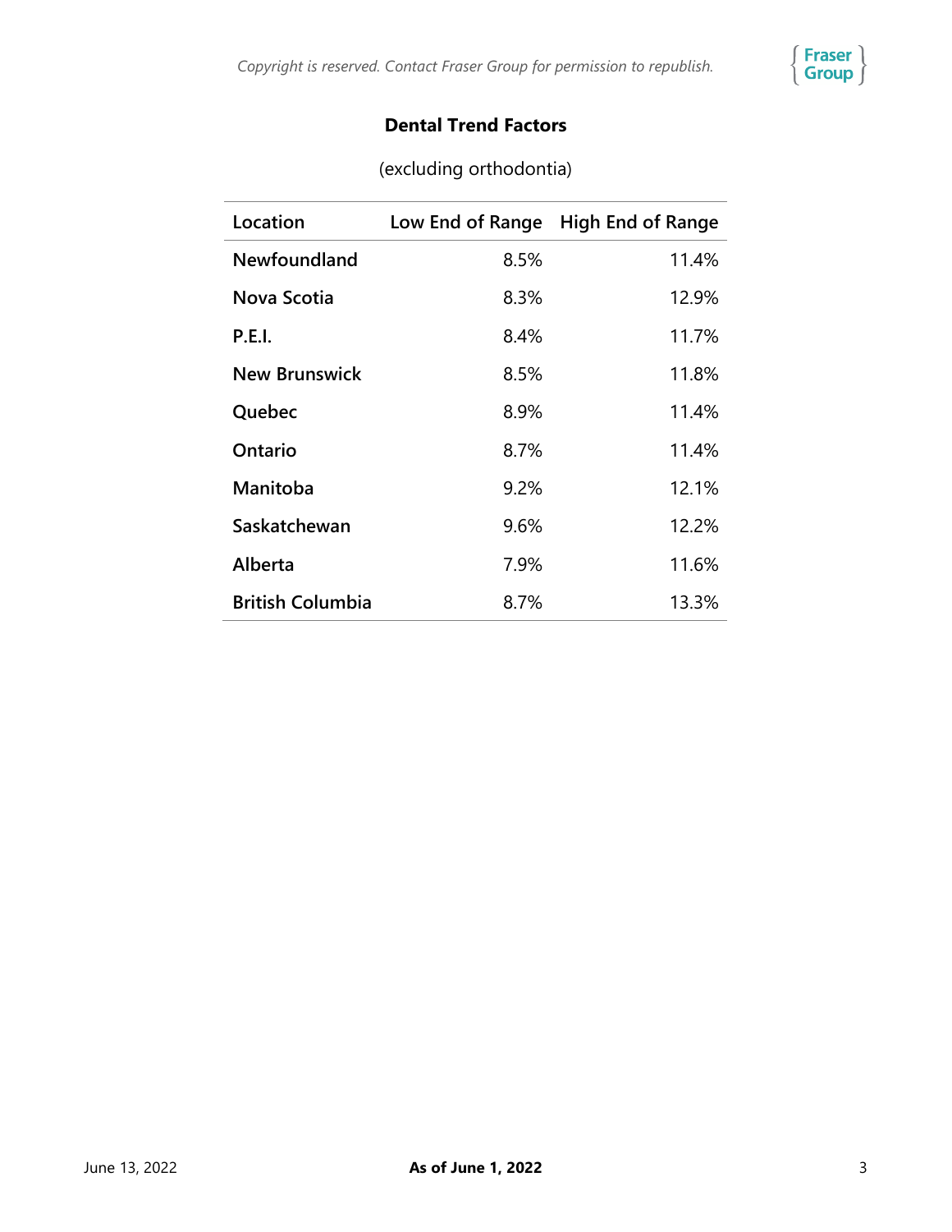## Dental Trend Factors

(excluding orthodontia)

| Location | Low End of Range | High End of Range |
|---|---|---|
| **Newfoundland** | 8.5% | 11.4% |
| **Nova Scotia** | 8.3% | 12.9% |
| **P.E.I.** | 8.4% | 11.7% |
| **New Brunswick** | 8.5% | 11.8% |
| **Quebec** | 8.9% | 11.4% |
| **Ontario** | 8.7% | 11.4% |
| **Manitoba** | 9.2% | 12.1% |
| **Saskatchewan** | 9.6% | 12.2% |
| **Alberta** | 7.9% | 11.6% |
| **British Columbia** | 8.7% | 13.3% |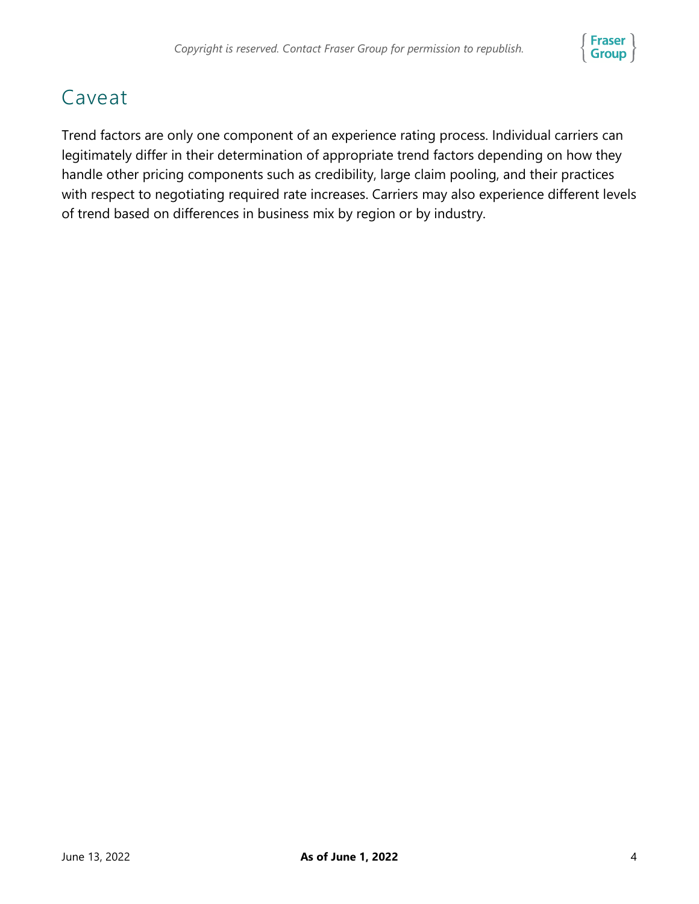# Caveat

Trend factors are only one component of an experience rating process. Individual carriers can legitimately differ in their determination of appropriate trend factors depending on how they handle other pricing components such as credibility, large claim pooling, and their practices with respect to negotiating required rate increases. Carriers may also experience different levels of trend based on differences in business mix by region or by industry.